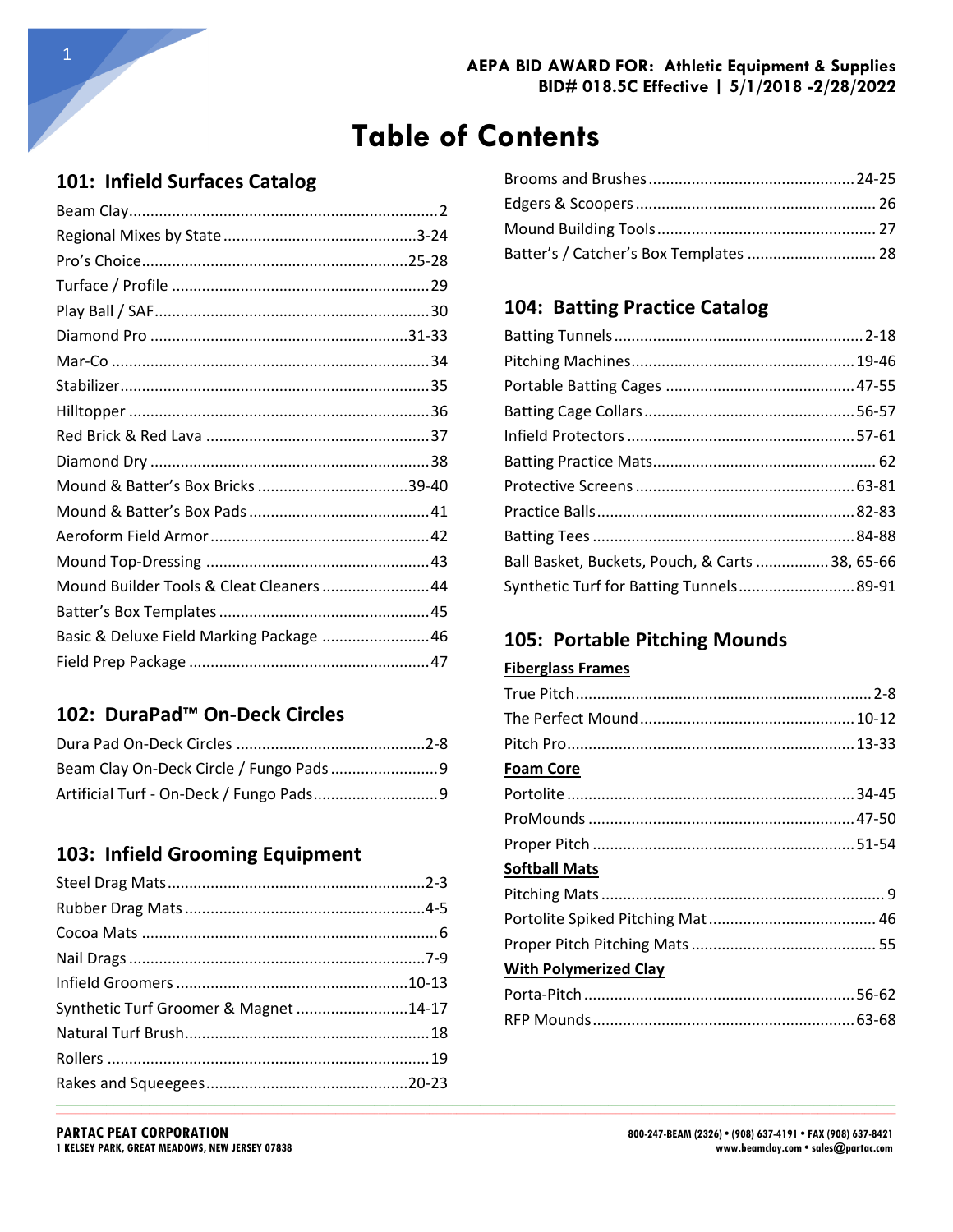**AEPA BID AWARD FOR: Athletic Equipment & Supplies**
**BID# 018.5C Effective | 5/1/2018 -2/28/2022**

# Table of Contents

## 101: Infield Surfaces Catalog

- Beam Clay......2
- Regional Mixes by State......3-24
- Pro's Choice......25-28
- Turface / Profile......29
- Play Ball / SAF......30
- Diamond Pro......31-33
- Mar-Co......34
- Stabilizer......35
- Hilltopper......36
- Red Brick & Red Lava......37
- Diamond Dry......38
- Mound & Batter's Box Bricks......39-40
- Mound & Batter's Box Pads......41
- Aeroform Field Armor......42
- Mound Top-Dressing......43
- Mound Builder Tools & Cleat Cleaners......44
- Batter's Box Templates......45
- Basic & Deluxe Field Marking Package......46
- Field Prep Package......47

## 102: DuraPad™ On-Deck Circles

- Dura Pad On-Deck Circles......2-8
- Beam Clay On-Deck Circle / Fungo Pads......9
- Artificial Turf - On-Deck / Fungo Pads......9

## 103: Infield Grooming Equipment

- Steel Drag Mats......2-3
- Rubber Drag Mats......4-5
- Cocoa Mats......6
- Nail Drags......7-9
- Infield Groomers......10-13
- Synthetic Turf Groomer & Magnet......14-17
- Natural Turf Brush......18
- Rollers......19
- Rakes and Squeegees......20-23
- Brooms and Brushes......24-25
- Edgers & Scoopers......26
- Mound Building Tools......27
- Batter's / Catcher's Box Templates......28

## 104: Batting Practice Catalog

- Batting Tunnels......2-18
- Pitching Machines......19-46
- Portable Batting Cages......47-55
- Batting Cage Collars......56-57
- Infield Protectors......57-61
- Batting Practice Mats......62
- Protective Screens......63-81
- Practice Balls......82-83
- Batting Tees......84-88
- Ball Basket, Buckets, Pouch, & Carts......38, 65-66
- Synthetic Turf for Batting Tunnels......89-91

## 105: Portable Pitching Mounds

**Fiberglass Frames**

- True Pitch......2-8
- The Perfect Mound......10-12
- Pitch Pro......13-33

**Foam Core**

- Portolite......34-45
- ProMounds......47-50
- Proper Pitch......51-54

**Softball Mats**

- Pitching Mats......9
- Portolite Spiked Pitching Mat......46
- Proper Pitch Pitching Mats......55

**With Polymerized Clay**

- Porta-Pitch......56-62
- RFP Mounds......63-68

**PARTAC PEAT CORPORATION**
1 KELSEY PARK, GREAT MEADOWS, NEW JERSEY 07838

800-247-BEAM (2326) • (908) 637-4191 • FAX (908) 637-8421
www.beamclay.com • sales@partac.com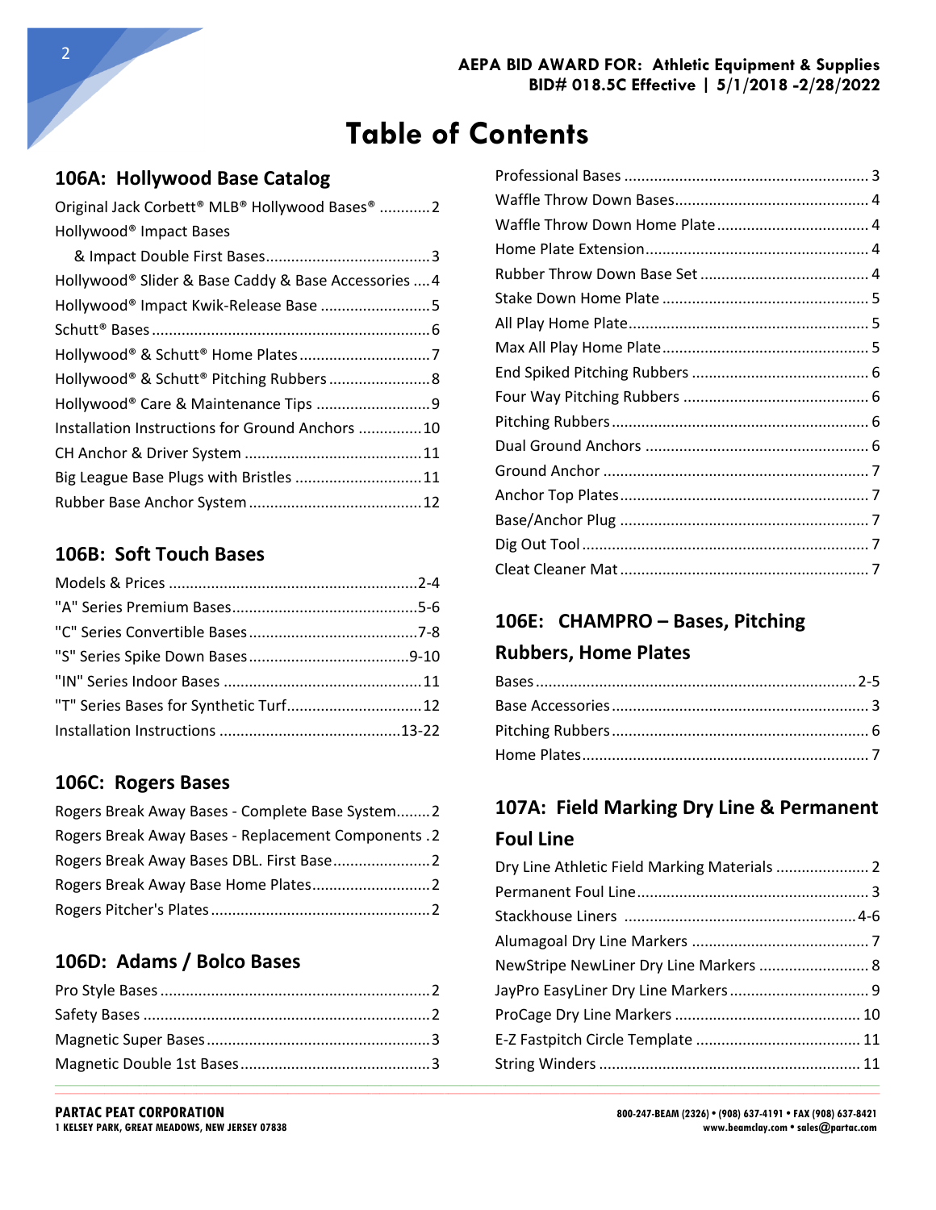# Table of Contents

## 106A: Hollywood Base Catalog

- Original Jack Corbett® MLB® Hollywood Bases® ............2
- Hollywood® Impact Bases
  - & Impact Double First Bases.......................................3
- Hollywood® Slider & Base Caddy & Base Accessories ....4
- Hollywood® Impact Kwik-Release Base ..........................5
- Schutt® Bases .................................................................6
- Hollywood® & Schutt® Home Plates ...............................7
- Hollywood® & Schutt® Pitching Rubbers ........................8
- Hollywood® Care & Maintenance Tips ...........................9
- Installation Instructions for Ground Anchors ...............10
- CH Anchor & Driver System ..........................................11
- Big League Base Plugs with Bristles ..............................11
- Rubber Base Anchor System .........................................12

## 106B: Soft Touch Bases

- Models & Prices ...........................................................2-4
- "A" Series Premium Bases............................................5-6
- "C" Series Convertible Bases........................................7-8
- "S" Series Spike Down Bases......................................9-10
- "IN" Series Indoor Bases ...............................................11
- "T" Series Bases for Synthetic Turf................................12
- Installation Instructions ...........................................13-22

## 106C: Rogers Bases

- Rogers Break Away Bases - Complete Base System........2
- Rogers Break Away Bases - Replacement Components .2
- Rogers Break Away Bases DBL. First Base.......................2
- Rogers Break Away Base Home Plates............................2
- Rogers Pitcher's Plates ...................................................2

## 106D: Adams / Bolco Bases

- Pro Style Bases ................................................................2
- Safety Bases ....................................................................2
- Magnetic Super Bases.....................................................3
- Magnetic Double 1st Bases.............................................3
- Professional Bases ..........................................................3
- Waffle Throw Down Bases..............................................4
- Waffle Throw Down Home Plate....................................4
- Home Plate Extension.....................................................4
- Rubber Throw Down Base Set ........................................4
- Stake Down Home Plate .................................................5
- All Play Home Plate.........................................................5
- Max All Play Home Plate.................................................5
- End Spiked Pitching Rubbers ..........................................6
- Four Way Pitching Rubbers ............................................6
- Pitching Rubbers.............................................................6
- Dual Ground Anchors .....................................................6
- Ground Anchor ...............................................................7
- Anchor Top Plates...........................................................7
- Base/Anchor Plug ...........................................................7
- Dig Out Tool ....................................................................7
- Cleat Cleaner Mat ...........................................................7

## 106E: CHAMPRO – Bases, Pitching Rubbers, Home Plates

- Bases ............................................................................2-5
- Base Accessories.............................................................3
- Pitching Rubbers.............................................................6
- Home Plates....................................................................7

## 107A: Field Marking Dry Line & Permanent Foul Line

- Dry Line Athletic Field Marking Materials ......................2
- Permanent Foul Line.......................................................3
- Stackhouse Liners .......................................................4-6
- Alumagoal Dry Line Markers ..........................................7
- NewStripe NewLiner Dry Line Markers ..........................8
- JayPro EasyLiner Dry Line Markers .................................9
- ProCage Dry Line Markers ............................................10
- E-Z Fastpitch Circle Template .......................................11
- String Winders ..............................................................11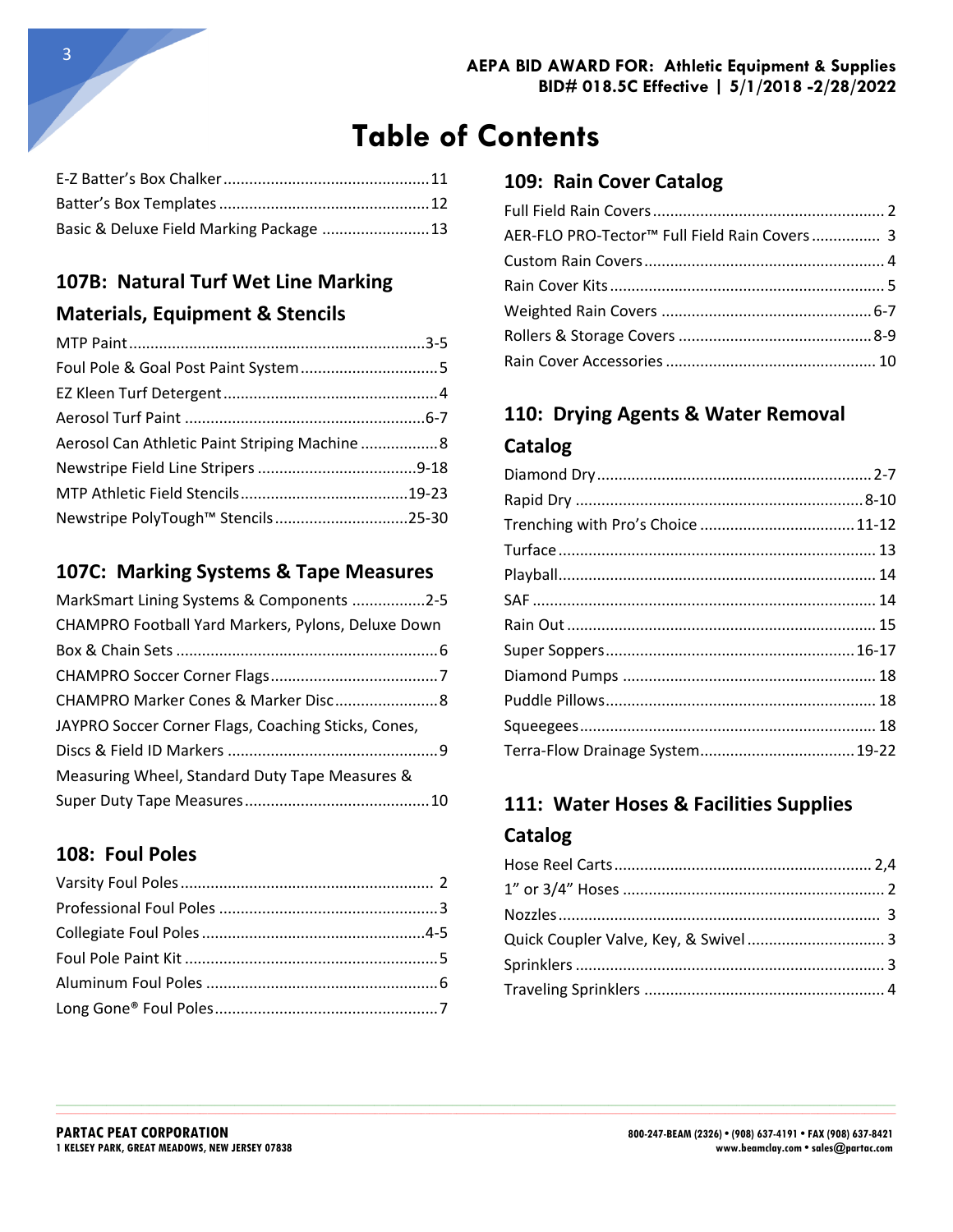# Table of Contents

- E-Z Batter's Box Chalker ........ 11
- Batter's Box Templates ........ 12
- Basic & Deluxe Field Marking Package ........ 13

## 107B: Natural Turf Wet Line Marking Materials, Equipment & Stencils

- MTP Paint ........ 3-5
- Foul Pole & Goal Post Paint System ........ 5
- EZ Kleen Turf Detergent ........ 4
- Aerosol Turf Paint ........ 6-7
- Aerosol Can Athletic Paint Striping Machine ........ 8
- Newstripe Field Line Stripers ........ 9-18
- MTP Athletic Field Stencils ........ 19-23
- Newstripe PolyTough™ Stencils ........ 25-30

## 107C: Marking Systems & Tape Measures

- MarkSmart Lining Systems & Components ........ 2-5
- CHAMPRO Football Yard Markers, Pylons, Deluxe Down Box & Chain Sets ........ 6
- CHAMPRO Soccer Corner Flags ........ 7
- CHAMPRO Marker Cones & Marker Disc ........ 8
- JAYPRO Soccer Corner Flags, Coaching Sticks, Cones, Discs & Field ID Markers ........ 9
- Measuring Wheel, Standard Duty Tape Measures & Super Duty Tape Measures ........ 10

## 108: Foul Poles

- Varsity Foul Poles ........ 2
- Professional Foul Poles ........ 3
- Collegiate Foul Poles ........ 4-5
- Foul Pole Paint Kit ........ 5
- Aluminum Foul Poles ........ 6
- Long Gone® Foul Poles ........ 7

## 109: Rain Cover Catalog

- Full Field Rain Covers ........ 2
- AER-FLO PRO-Tector™ Full Field Rain Covers ........ 3
- Custom Rain Covers ........ 4
- Rain Cover Kits ........ 5
- Weighted Rain Covers ........ 6-7
- Rollers & Storage Covers ........ 8-9
- Rain Cover Accessories ........ 10

## 110: Drying Agents & Water Removal Catalog

- Diamond Dry ........ 2-7
- Rapid Dry ........ 8-10
- Trenching with Pro's Choice ........ 11-12
- Turface ........ 13
- Playball ........ 14
- SAF ........ 14
- Rain Out ........ 15
- Super Soppers ........ 16-17
- Diamond Pumps ........ 18
- Puddle Pillows ........ 18
- Squeegees ........ 18
- Terra-Flow Drainage System ........ 19-22

## 111: Water Hoses & Facilities Supplies Catalog

- Hose Reel Carts ........ 2,4
- 1" or 3/4" Hoses ........ 2
- Nozzles ........ 3
- Quick Coupler Valve, Key, & Swivel ........ 3
- Sprinklers ........ 3
- Traveling Sprinklers ........ 4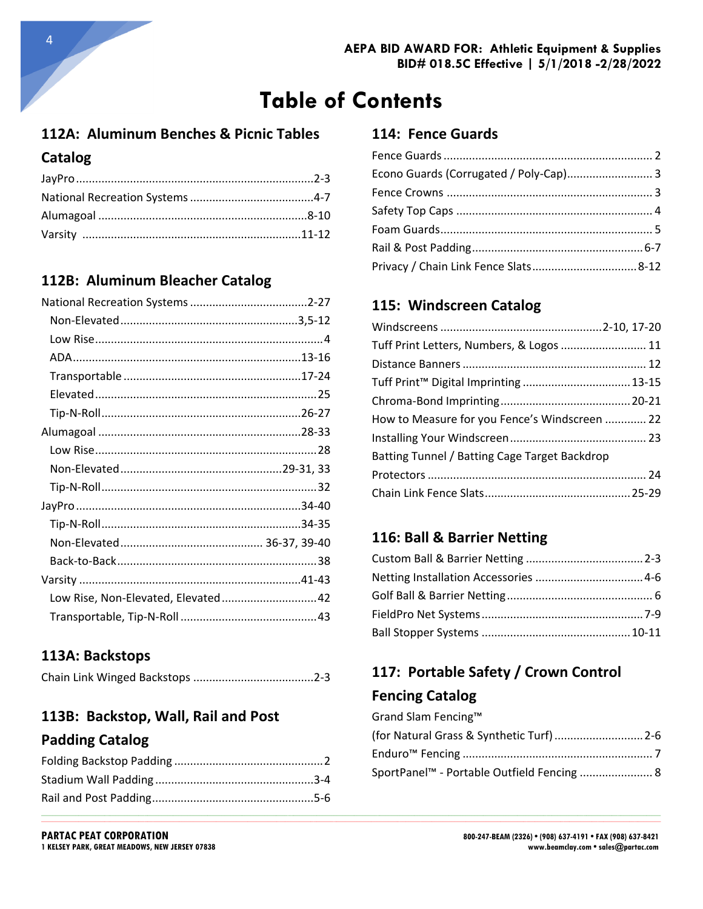AEPA BID AWARD FOR: Athletic Equipment & Supplies
BID# 018.5C Effective | 5/1/2018 -2/28/2022

# Table of Contents

## 112A: Aluminum Benches & Picnic Tables Catalog

- JayPro........................................2-3
- National Recreation Systems........................................4-7
- Alumagoal........................................8-10
- Varsity........................................11-12

## 112B: Aluminum Bleacher Catalog

- National Recreation Systems........................................2-27
  - Non-Elevated........................................3,5-12
  - Low Rise........................................4
  - ADA........................................13-16
  - Transportable........................................17-24
  - Elevated........................................25
  - Tip-N-Roll........................................26-27
- Alumagoal........................................28-33
  - Low Rise........................................28
  - Non-Elevated........................................29-31, 33
  - Tip-N-Roll........................................32
- JayPro........................................34-40
  - Tip-N-Roll........................................34-35
  - Non-Elevated........................................36-37, 39-40
  - Back-to-Back........................................38
- Varsity........................................41-43
  - Low Rise, Non-Elevated, Elevated........................................42
  - Transportable, Tip-N-Roll........................................43

## 113A: Backstops

- Chain Link Winged Backstops........................................2-3

## 113B: Backstop, Wall, Rail and Post Padding Catalog

- Folding Backstop Padding........................................2
- Stadium Wall Padding........................................3-4
- Rail and Post Padding........................................5-6

## 114: Fence Guards

- Fence Guards........................................2
- Econo Guards (Corrugated / Poly-Cap)........................................3
- Fence Crowns........................................3
- Safety Top Caps........................................4
- Foam Guards........................................5
- Rail & Post Padding........................................6-7
- Privacy / Chain Link Fence Slats........................................8-12

## 115: Windscreen Catalog

- Windscreens........................................2-10, 17-20
- Tuff Print Letters, Numbers, & Logos........................................11
- Distance Banners........................................12
- Tuff Print™ Digital Imprinting........................................13-15
- Chroma-Bond Imprinting........................................20-21
- How to Measure for you Fence's Windscreen........................................22
- Installing Your Windscreen........................................23
- Batting Tunnel / Batting Cage Target Backdrop Protectors........................................24
- Chain Link Fence Slats........................................25-29

## 116: Ball & Barrier Netting

- Custom Ball & Barrier Netting........................................2-3
- Netting Installation Accessories........................................4-6
- Golf Ball & Barrier Netting........................................6
- FieldPro Net Systems........................................7-9
- Ball Stopper Systems........................................10-11

## 117: Portable Safety / Crown Control Fencing Catalog

- Grand Slam Fencing™ (for Natural Grass & Synthetic Turf)........................................2-6
- Enduro™ Fencing........................................7
- SportPanel™ - Portable Outfield Fencing........................................8

PARTAC PEAT CORPORATION
1 KELSEY PARK, GREAT MEADOWS, NEW JERSEY 07838

800-247-BEAM (2326) • (908) 637-4191 • FAX (908) 637-8421
www.beamclay.com • sales@partac.com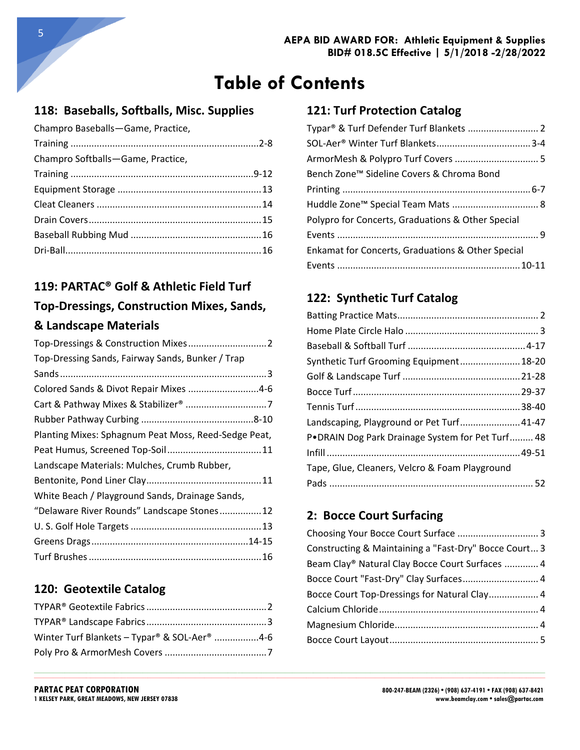# Table of Contents

## 118: Baseballs, Softballs, Misc. Supplies

- Champro Baseballs—Game, Practice, Training ........ 2-8
- Champro Softballs—Game, Practice, Training ........ 9-12
- Equipment Storage ........ 13
- Cleat Cleaners ........ 14
- Drain Covers ........ 15
- Baseball Rubbing Mud ........ 16
- Dri-Ball ........ 16

## 119: PARTAC® Golf & Athletic Field Turf Top-Dressings, Construction Mixes, Sands, & Landscape Materials

- Top-Dressings & Construction Mixes ........ 2
- Top-Dressing Sands, Fairway Sands, Bunker / Trap Sands ........ 3
- Colored Sands & Divot Repair Mixes ........ 4-6
- Cart & Pathway Mixes & Stabilizer® ........ 7
- Rubber Pathway Curbing ........ 8-10
- Planting Mixes: Sphagnum Peat Moss, Reed-Sedge Peat, Peat Humus, Screened Top-Soil ........ 11
- Landscape Materials: Mulches, Crumb Rubber, Bentonite, Pond Liner Clay ........ 11
- White Beach / Playground Sands, Drainage Sands, "Delaware River Rounds" Landscape Stones ........ 12
- U. S. Golf Hole Targets ........ 13
- Greens Drags ........ 14-15
- Turf Brushes ........ 16

## 120: Geotextile Catalog

- TYPAR® Geotextile Fabrics ........ 2
- TYPAR® Landscape Fabrics ........ 3
- Winter Turf Blankets – Typar® & SOL-Aer® ........ 4-6
- Poly Pro & ArmorMesh Covers ........ 7

## 121: Turf Protection Catalog

- Typar® & Turf Defender Turf Blankets ........ 2
- SOL-Aer® Winter Turf Blankets ........ 3-4
- ArmorMesh & Polypro Turf Covers ........ 5
- Bench Zone™ Sideline Covers & Chroma Bond Printing ........ 6-7
- Huddle Zone™ Special Team Mats ........ 8
- Polypro for Concerts, Graduations & Other Special Events ........ 9
- Enkamat for Concerts, Graduations & Other Special Events ........ 10-11

## 122: Synthetic Turf Catalog

- Batting Practice Mats ........ 2
- Home Plate Circle Halo ........ 3
- Baseball & Softball Turf ........ 4-17
- Synthetic Turf Grooming Equipment ........ 18-20
- Golf & Landscape Turf ........ 21-28
- Bocce Turf ........ 29-37
- Tennis Turf ........ 38-40
- Landscaping, Playground or Pet Turf ........ 41-47
- P•DRAIN Dog Park Drainage System for Pet Turf ........ 48
- Infill ........ 49-51
- Tape, Glue, Cleaners, Velcro & Foam Playground Pads ........ 52

## 2: Bocce Court Surfacing

- Choosing Your Bocce Court Surface ........ 3
- Constructing & Maintaining a "Fast-Dry" Bocce Court ........ 3
- Beam Clay® Natural Clay Bocce Court Surfaces ........ 4
- Bocce Court "Fast-Dry" Clay Surfaces ........ 4
- Bocce Court Top-Dressings for Natural Clay ........ 4
- Calcium Chloride ........ 4
- Magnesium Chloride ........ 4
- Bocce Court Layout ........ 5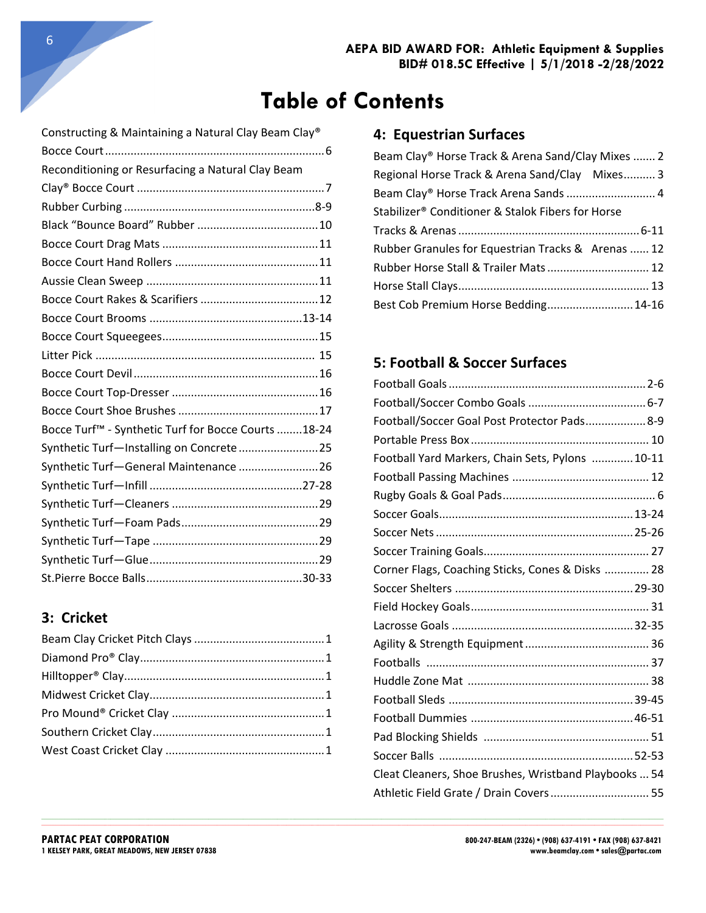# Table of Contents

Constructing & Maintaining a Natural Clay Beam Clay® Bocce Court ........ 6
Reconditioning or Resurfacing a Natural Clay Beam Clay® Bocce Court ........ 7
Rubber Curbing ........ 8-9
Black "Bounce Board" Rubber ........ 10
Bocce Court Drag Mats ........ 11
Bocce Court Hand Rollers ........ 11
Aussie Clean Sweep ........ 11
Bocce Court Rakes & Scarifiers ........ 12
Bocce Court Brooms ........ 13-14
Bocce Court Squeegees ........ 15
Litter Pick ........ 15
Bocce Court Devil ........ 16
Bocce Court Top-Dresser ........ 16
Bocce Court Shoe Brushes ........ 17
Bocce Turf™ - Synthetic Turf for Bocce Courts ........ 18-24
Synthetic Turf—Installing on Concrete ........ 25
Synthetic Turf—General Maintenance ........ 26
Synthetic Turf—Infill ........ 27-28
Synthetic Turf—Cleaners ........ 29
Synthetic Turf—Foam Pads ........ 29
Synthetic Turf—Tape ........ 29
Synthetic Turf—Glue ........ 29
St.Pierre Bocce Balls ........ 30-33

## 3: Cricket

Beam Clay Cricket Pitch Clays ........ 1
Diamond Pro® Clay ........ 1
Hilltopper® Clay ........ 1
Midwest Cricket Clay ........ 1
Pro Mound® Cricket Clay ........ 1
Southern Cricket Clay ........ 1
West Coast Cricket Clay ........ 1

## 4: Equestrian Surfaces

Beam Clay® Horse Track & Arena Sand/Clay Mixes ........ 2
Regional Horse Track & Arena Sand/Clay Mixes ........ 3
Beam Clay® Horse Track Arena Sands ........ 4
Stabilizer® Conditioner & Stalok Fibers for Horse Tracks & Arenas ........ 6-11
Rubber Granules for Equestrian Tracks & Arenas ........ 12
Rubber Horse Stall & Trailer Mats ........ 12
Horse Stall Clays ........ 13
Best Cob Premium Horse Bedding ........ 14-16

## 5: Football & Soccer Surfaces

Football Goals ........ 2-6
Football/Soccer Combo Goals ........ 6-7
Football/Soccer Goal Post Protector Pads ........ 8-9
Portable Press Box ........ 10
Football Yard Markers, Chain Sets, Pylons ........ 10-11
Football Passing Machines ........ 12
Rugby Goals & Goal Pads ........ 6
Soccer Goals ........ 13-24
Soccer Nets ........ 25-26
Soccer Training Goals ........ 27
Corner Flags, Coaching Sticks, Cones & Disks ........ 28
Soccer Shelters ........ 29-30
Field Hockey Goals ........ 31
Lacrosse Goals ........ 32-35
Agility & Strength Equipment ........ 36
Footballs ........ 37
Huddle Zone Mat ........ 38
Football Sleds ........ 39-45
Football Dummies ........ 46-51
Pad Blocking Shields ........ 51
Soccer Balls ........ 52-53
Cleat Cleaners, Shoe Brushes, Wristband Playbooks ... 54
Athletic Field Grate / Drain Covers ........ 55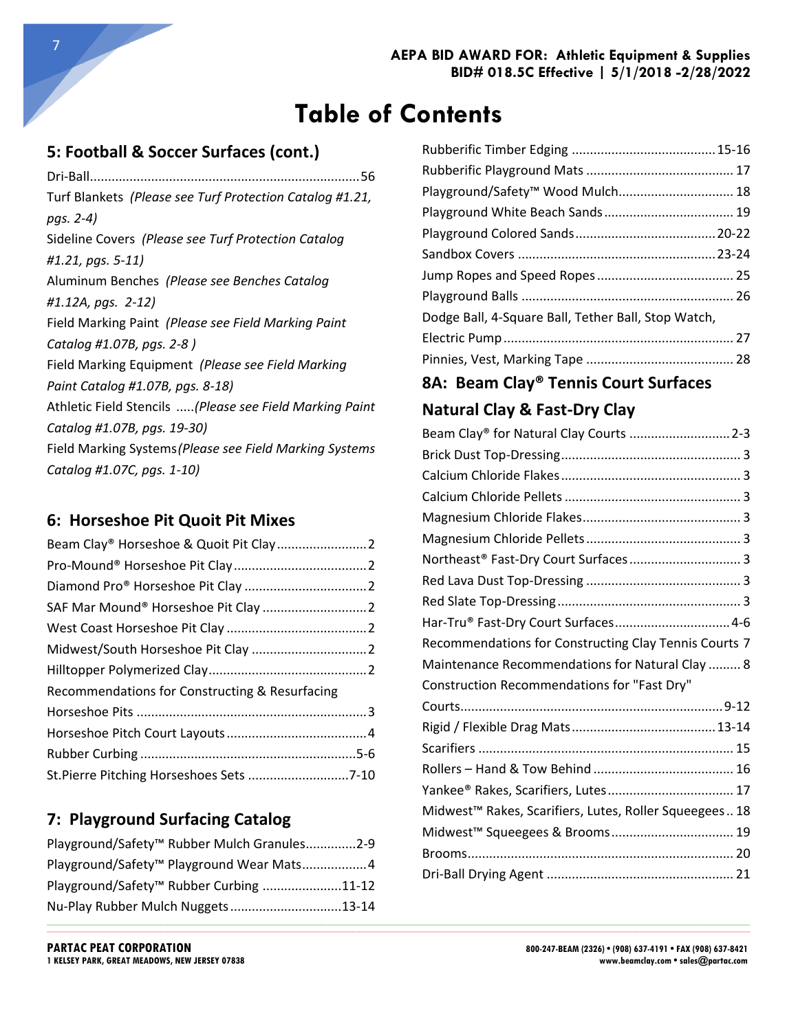AEPA BID AWARD FOR: Athletic Equipment & Supplies
BID# 018.5C Effective | 5/1/2018 -2/28/2022

# Table of Contents

## 5: Football & Soccer Surfaces (cont.)

Dri-Ball............................................................................56
Turf Blankets *(Please see Turf Protection Catalog #1.21, pgs. 2-4)*
Sideline Covers *(Please see Turf Protection Catalog #1.21, pgs. 5-11)*
Aluminum Benches *(Please see Benches Catalog #1.12A, pgs. 2-12)*
Field Marking Paint *(Please see Field Marking Paint Catalog #1.07B, pgs. 2-8 )*
Field Marking Equipment *(Please see Field Marking Paint Catalog #1.07B, pgs. 8-18)*
Athletic Field Stencils .....*(Please see Field Marking Paint Catalog #1.07B, pgs. 19-30)*
Field Marking Systems *(Please see Field Marking Systems Catalog #1.07C, pgs. 1-10)*

## 6: Horseshoe Pit Quoit Pit Mixes

Beam Clay® Horseshoe & Quoit Pit Clay.........................2
Pro-Mound® Horseshoe Pit Clay.....................................2
Diamond Pro® Horseshoe Pit Clay ..................................2
SAF Mar Mound® Horseshoe Pit Clay .............................2
West Coast Horseshoe Pit Clay .......................................2
Midwest/South Horseshoe Pit Clay ................................2
Hilltopper Polymerized Clay............................................2
Recommendations for Constructing & Resurfacing Horseshoe Pits ................................................................3
Horseshoe Pitch Court Layouts.......................................4
Rubber Curbing ............................................................5-6
St.Pierre Pitching Horseshoes Sets ............................7-10

## 7: Playground Surfacing Catalog

Playground/Safety™ Rubber Mulch Granules..............2-9
Playground/Safety™ Playground Wear Mats..................4
Playground/Safety™ Rubber Curbing ......................11-12
Nu-Play Rubber Mulch Nuggets...............................13-14
Rubberific Timber Edging ........................................15-16
Rubberific Playground Mats ......................................... 17
Playground/Safety™ Wood Mulch................................ 18
Playground White Beach Sands .................................... 19
Playground Colored Sands.......................................20-22
Sandbox Covers .......................................................23-24
Jump Ropes and Speed Ropes...................................... 25
Playground Balls ........................................................... 26
Dodge Ball, 4-Square Ball, Tether Ball, Stop Watch, Electric Pump................................................................ 27
Pinnies, Vest, Marking Tape ......................................... 28

## 8A: Beam Clay® Tennis Court Surfaces Natural Clay & Fast-Dry Clay

Beam Clay® for Natural Clay Courts ............................2-3
Brick Dust Top-Dressing.................................................. 3
Calcium Chloride Flakes.................................................. 3
Calcium Chloride Pellets ................................................. 3
Magnesium Chloride Flakes............................................ 3
Magnesium Chloride Pellets ........................................... 3
Northeast® Fast-Dry Court Surfaces............................... 3
Red Lava Dust Top-Dressing ........................................... 3
Red Slate Top-Dressing ................................................... 3
Har-Tru® Fast-Dry Court Surfaces................................4-6
Recommendations for Constructing Clay Tennis Courts 7
Maintenance Recommendations for Natural Clay ......... 8
Construction Recommendations for "Fast Dry" Courts.........................................................................9-12
Rigid / Flexible Drag Mats........................................13-14
Scarifiers ....................................................................... 15
Rollers – Hand & Tow Behind ....................................... 16
Yankee® Rakes, Scarifiers, Lutes................................... 17
Midwest™ Rakes, Scarifiers, Lutes, Roller Squeegees .. 18
Midwest™ Squeegees & Brooms.................................. 19
Brooms.......................................................................... 20
Dri-Ball Drying Agent .................................................... 21

PARTAC PEAT CORPORATION
1 KELSEY PARK, GREAT MEADOWS, NEW JERSEY 07838

800-247-BEAM (2326) • (908) 637-4191 • FAX (908) 637-8421
www.beamclay.com • sales@partac.com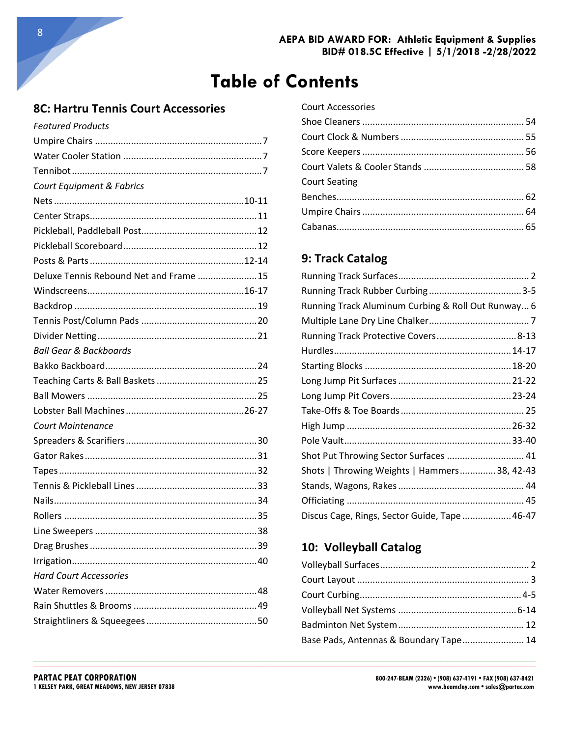# Table of Contents

## 8C: Hartru Tennis Court Accessories

*Featured Products*

Umpire Chairs ....................7
Water Cooler Station ....................7
Tennibot ....................7

*Court Equipment & Fabrics*

Nets ....................10-11
Center Straps ....................11
Pickleball, Paddleball Post ....................12
Pickleball Scoreboard ....................12
Posts & Parts ....................12-14
Deluxe Tennis Rebound Net and Frame ....................15
Windscreens ....................16-17
Backdrop ....................19
Tennis Post/Column Pads ....................20
Divider Netting ....................21

*Ball Gear & Backboards*

Bakko Backboard ....................24
Teaching Carts & Ball Baskets ....................25
Ball Mowers ....................25
Lobster Ball Machines ....................26-27

*Court Maintenance*

Spreaders & Scarifiers ....................30
Gator Rakes ....................31
Tapes ....................32
Tennis & Pickleball Lines ....................33
Nails ....................34
Rollers ....................35
Line Sweepers ....................38
Drag Brushes ....................39
Irrigation ....................40

*Hard Court Accessories*

Water Removers ....................48
Rain Shuttles & Brooms ....................49
Straightliners & Squeegees ....................50

Court Accessories

Shoe Cleaners ....................54
Court Clock & Numbers ....................55
Score Keepers ....................56
Court Valets & Cooler Stands ....................58

Court Seating

Benches ....................62
Umpire Chairs ....................64
Cabanas ....................65

## 9: Track Catalog

Running Track Surfaces ....................2
Running Track Rubber Curbing ....................3-5
Running Track Aluminum Curbing & Roll Out Runway ....................6
Multiple Lane Dry Line Chalker ....................7
Running Track Protective Covers ....................8-13
Hurdles ....................14-17
Starting Blocks ....................18-20
Long Jump Pit Surfaces ....................21-22
Long Jump Pit Covers ....................23-24
Take-Offs & Toe Boards ....................25
High Jump ....................26-32
Pole Vault ....................33-40
Shot Put Throwing Sector Surfaces ....................41
Shots | Throwing Weights | Hammers ....................38, 42-43
Stands, Wagons, Rakes ....................44
Officiating ....................45
Discus Cage, Rings, Sector Guide, Tape ....................46-47

## 10: Volleyball Catalog

Volleyball Surfaces ....................2
Court Layout ....................3
Court Curbing ....................4-5
Volleyball Net Systems ....................6-14
Badminton Net System ....................12
Base Pads, Antennas & Boundary Tape ....................14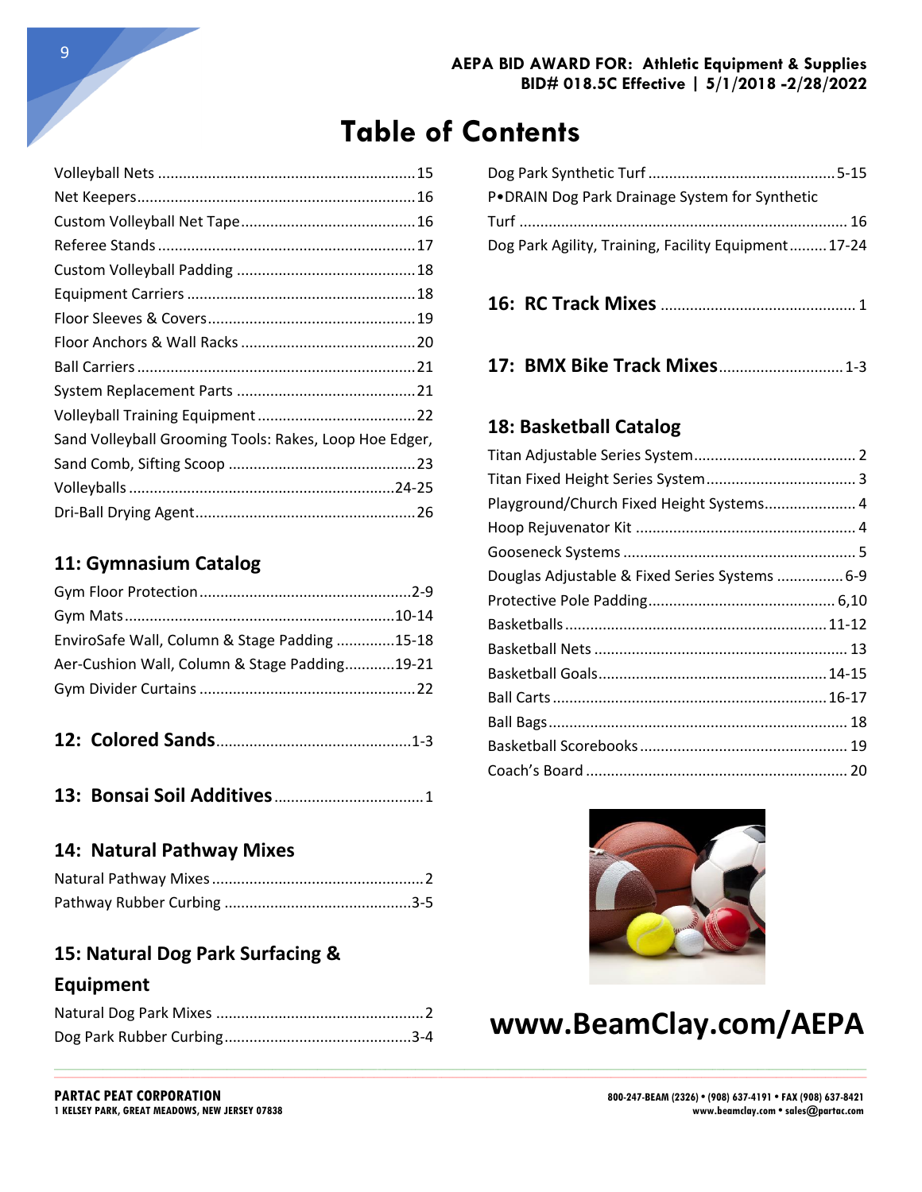# Table of Contents

Volleyball Nets .............................................................15
Net Keepers...................................................................16
Custom Volleyball Net Tape..........................................16
Referee Stands .............................................................17
Custom Volleyball Padding ...........................................18
Equipment Carriers .......................................................18
Floor Sleeves & Covers..................................................19
Floor Anchors & Wall Racks ..........................................20
Ball Carriers ..................................................................21
System Replacement Parts ...........................................21
Volleyball Training Equipment......................................22
Sand Volleyball Grooming Tools: Rakes, Loop Hoe Edger, Sand Comb, Sifting Scoop .............................................23
Volleyballs ................................................................24-25
Dri-Ball Drying Agent.....................................................26

## 11: Gymnasium Catalog

Gym Floor Protection...................................................2-9
Gym Mats.................................................................10-14
EnviroSafe Wall, Column & Stage Padding ..............15-18
Aer-Cushion Wall, Column & Stage Padding............19-21
Gym Divider Curtains ....................................................22

## 12: Colored Sands...............................................1-3

## 13: Bonsai Soil Additives....................................1

## 14: Natural Pathway Mixes

Natural Pathway Mixes...................................................2
Pathway Rubber Curbing ............................................3-5

## 15: Natural Dog Park Surfacing & Equipment

Natural Dog Park Mixes .................................................2
Dog Park Rubber Curbing............................................3-4
Dog Park Synthetic Turf ............................................5-15
P•DRAIN Dog Park Drainage System for Synthetic Turf ............................................................................. 16
Dog Park Agility, Training, Facility Equipment.........17-24

## 16: RC Track Mixes .............................................. 1

## 17: BMX Bike Track Mixes.............................1-3

## 18: Basketball Catalog

Titan Adjustable Series System....................................... 2
Titan Fixed Height Series System.................................... 3
Playground/Church Fixed Height Systems...................... 4
Hoop Rejuvenator Kit ..................................................... 4
Gooseneck Systems ........................................................ 5
Douglas Adjustable & Fixed Series Systems ................ 6-9
Protective Pole Padding............................................ 6,10
Basketballs ............................................................. 11-12
Basketball Nets ............................................................ 13
Basketball Goals....................................................... 14-15
Ball Carts ................................................................. 16-17
Ball Bags....................................................................... 18
Basketball Scorebooks .................................................. 19
Coach's Board ............................................................... 20

**www.BeamClay.com/AEPA**